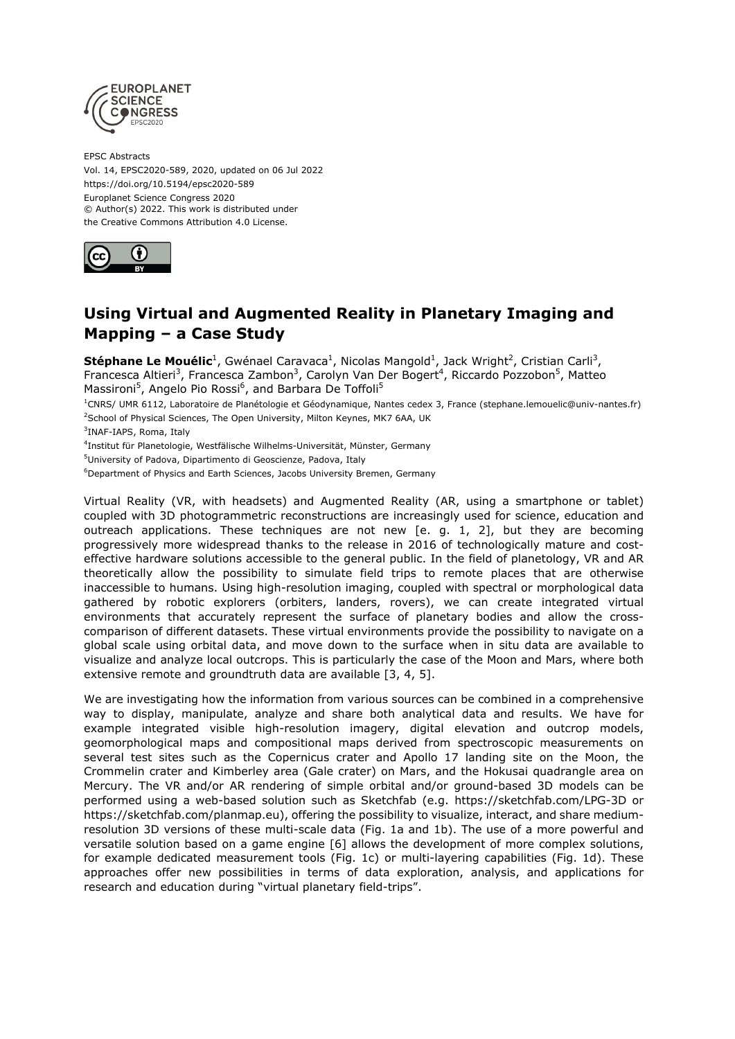EPSC Abstracts
Vol. 14, EPSC2020-589, 2020, updated on 06 Jul 2022
https://doi.org/10.5194/epsc2020-589
Europlanet Science Congress 2020
© Author(s) 2022. This work is distributed under
the Creative Commons Attribution 4.0 License.

# Using Virtual and Augmented Reality in Planetary Imaging and Mapping – a Case Study

**Stéphane Le Mouélic**[1], Gwénael Caravaca[1], Nicolas Mangold[1], Jack Wright[2], Cristian Carli[3], Francesca Altieri[3], Francesca Zambon[3], Carolyn Van Der Bogert[4], Riccardo Pozzobon[5], Matteo Massironi[5], Angelo Pio Rossi[6], and Barbara De Toffoli[5]

[1]CNRS/ UMR 6112, Laboratoire de Planétologie et Géodynamique, Nantes cedex 3, France (stephane.lemouelic@univ-nantes.fr)
[2]School of Physical Sciences, The Open University, Milton Keynes, MK7 6AA, UK
[3]INAF-IAPS, Roma, Italy
[4]Institut für Planetologie, Westfälische Wilhelms-Universität, Münster, Germany
[5]University of Padova, Dipartimento di Geoscienze, Padova, Italy
[6]Department of Physics and Earth Sciences, Jacobs University Bremen, Germany

Virtual Reality (VR, with headsets) and Augmented Reality (AR, using a smartphone or tablet) coupled with 3D photogrammetric reconstructions are increasingly used for science, education and outreach applications. These techniques are not new [e. g. 1, 2], but they are becoming progressively more widespread thanks to the release in 2016 of technologically mature and cost-effective hardware solutions accessible to the general public. In the field of planetology, VR and AR theoretically allow the possibility to simulate field trips to remote places that are otherwise inaccessible to humans. Using high-resolution imaging, coupled with spectral or morphological data gathered by robotic explorers (orbiters, landers, rovers), we can create integrated virtual environments that accurately represent the surface of planetary bodies and allow the cross-comparison of different datasets. These virtual environments provide the possibility to navigate on a global scale using orbital data, and move down to the surface when in situ data are available to visualize and analyze local outcrops. This is particularly the case of the Moon and Mars, where both extensive remote and groundtruth data are available [3, 4, 5].

We are investigating how the information from various sources can be combined in a comprehensive way to display, manipulate, analyze and share both analytical data and results. We have for example integrated visible high-resolution imagery, digital elevation and outcrop models, geomorphological maps and compositional maps derived from spectroscopic measurements on several test sites such as the Copernicus crater and Apollo 17 landing site on the Moon, the Crommelin crater and Kimberley area (Gale crater) on Mars, and the Hokusai quadrangle area on Mercury. The VR and/or AR rendering of simple orbital and/or ground-based 3D models can be performed using a web-based solution such as Sketchfab (e.g. https://sketchfab.com/LPG-3D or https://sketchfab.com/planmap.eu), offering the possibility to visualize, interact, and share medium-resolution 3D versions of these multi-scale data (Fig. 1a and 1b). The use of a more powerful and versatile solution based on a game engine [6] allows the development of more complex solutions, for example dedicated measurement tools (Fig. 1c) or multi-layering capabilities (Fig. 1d). These approaches offer new possibilities in terms of data exploration, analysis, and applications for research and education during "virtual planetary field-trips".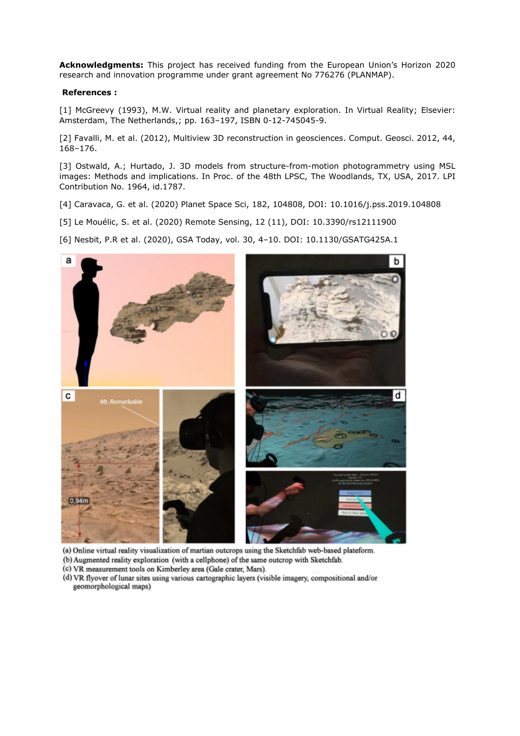**Acknowledgments:** This project has received funding from the European Union's Horizon 2020 research and innovation programme under grant agreement No 776276 (PLANMAP).

**References :**

[1] McGreevy (1993), M.W. Virtual reality and planetary exploration. In Virtual Reality; Elsevier: Amsterdam, The Netherlands,; pp. 163–197, ISBN 0-12-745045-9.

[2] Favalli, M. et al. (2012), Multiview 3D reconstruction in geosciences. Comput. Geosci. 2012, 44, 168–176.

[3] Ostwald, A.; Hurtado, J. 3D models from structure-from-motion photogrammetry using MSL images: Methods and implications. In Proc. of the 48th LPSC, The Woodlands, TX, USA, 2017. LPI Contribution No. 1964, id.1787.

[4] Caravaca, G. et al. (2020) Planet Space Sci, 182, 104808, DOI: 10.1016/j.pss.2019.104808

[5] Le Mouélic, S. et al. (2020) Remote Sensing, 12 (11), DOI: 10.3390/rs12111900

[6] Nesbit, P.R et al. (2020), GSA Today, vol. 30, 4–10. DOI: 10.1130/GSATG425A.1

(a) Online virtual reality visualization of martian outcrops using the Sketchfab web-based plateform.
(b) Augmented reality exploration (with a cellphone) of the same outcrop with Sketchfab.
(c) VR measurement tools on Kimberley area (Gale crater, Mars).
(d) VR flyover of lunar sites using various cartographic layers (visible imagery, compositional and/or geomorphological maps)